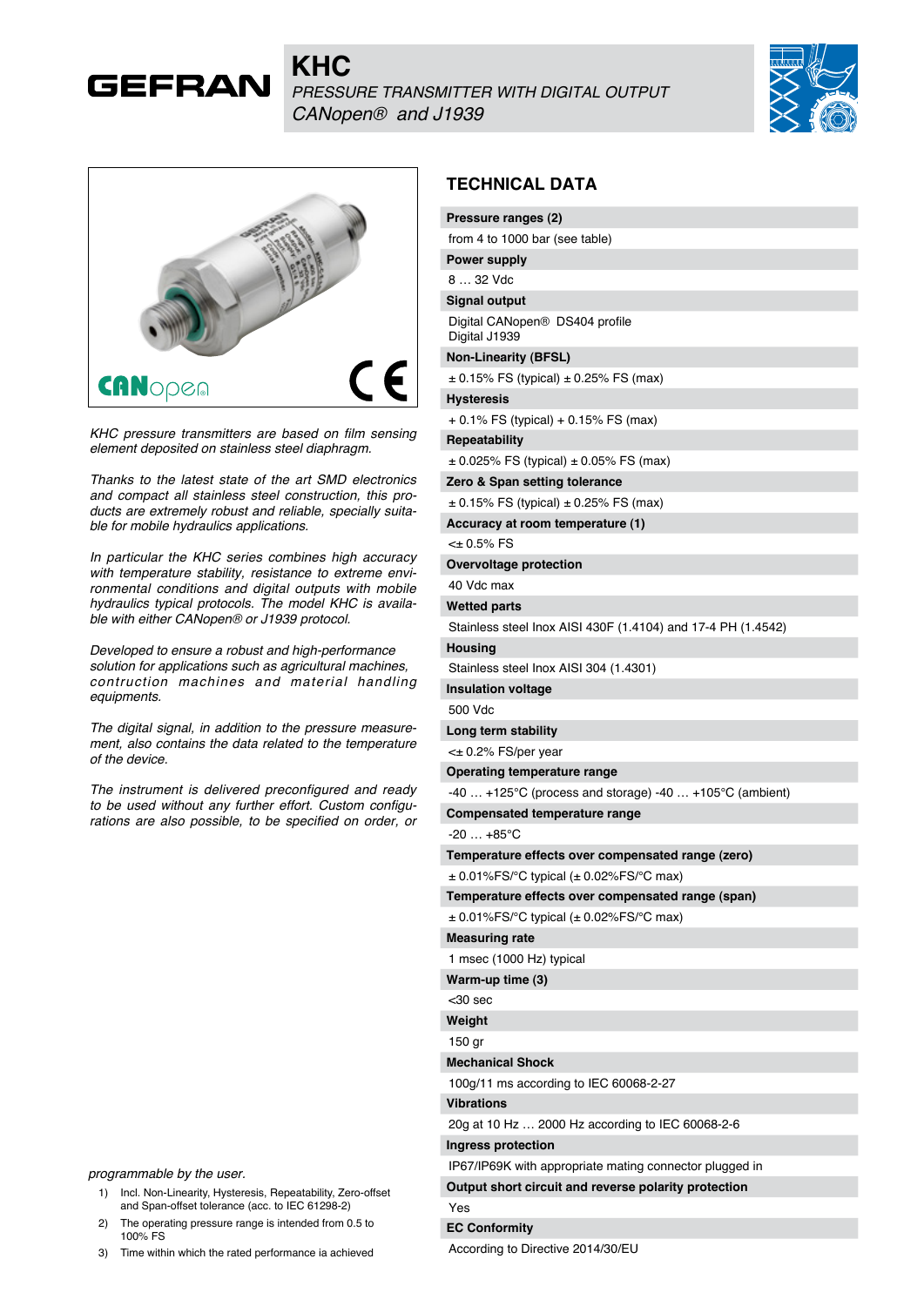# GEFRAN

## KHC

*PRESSURE TRANSMITTER WITH DIGITAL OUTPUT*
*CANopen® and J1939*

*KHC pressure transmitters are based on film sensing element deposited on stainless steel diaphragm.*

*Thanks to the latest state of the art SMD electronics and compact all stainless steel construction, this products are extremely robust and reliable, specially suitable for mobile hydraulics applications.*

*In particular the KHC series combines high accuracy with temperature stability, resistance to extreme environmental conditions and digital outputs with mobile hydraulics typical protocols. The model KHC is available with either CANopen® or J1939 protocol.*

*Developed to ensure a robust and high-performance solution for applications such as agricultural machines, contruction machines and material handling equipments.*

*The digital signal, in addition to the pressure measurement, also contains the data related to the temperature of the device.*

*The instrument is delivered preconfigured and ready to be used without any further effort. Custom configurations are also possible, to be specified on order, or programmable by the user.*

1) Incl. Non-Linearity, Hysteresis, Repeatability, Zero-offset and Span-offset tolerance (acc. to IEC 61298-2)
2) The operating pressure range is intended from 0.5 to 100% FS
3) Time within which the rated performance ia achieved

## TECHNICAL DATA

| | |
|---|---|
| **Pressure ranges (2)** | from 4 to 1000 bar (see table) |
| **Power supply** | 8 … 32 Vdc |
| **Signal output** | Digital CANopen® DS404 profile<br>Digital J1939 |
| **Non-Linearity (BFSL)** | ± 0.15% FS (typical) ± 0.25% FS (max) |
| **Hysteresis** | + 0.1% FS (typical) + 0.15% FS (max) |
| **Repeatability** | ± 0.025% FS (typical) ± 0.05% FS (max) |
| **Zero & Span setting tolerance** | ± 0.15% FS (typical) ± 0.25% FS (max) |
| **Accuracy at room temperature (1)** | <± 0.5% FS |
| **Overvoltage protection** | 40 Vdc max |
| **Wetted parts** | Stainless steel Inox AISI 430F (1.4104) and 17-4 PH (1.4542) |
| **Housing** | Stainless steel Inox AISI 304 (1.4301) |
| **Insulation voltage** | 500 Vdc |
| **Long term stability** | <± 0.2% FS/per year |
| **Operating temperature range** | -40 … +125°C (process and storage) -40 … +105°C (ambient) |
| **Compensated temperature range** | -20 … +85°C |
| **Temperature effects over compensated range (zero)** | ± 0.01%FS/°C typical (± 0.02%FS/°C max) |
| **Temperature effects over compensated range (span)** | ± 0.01%FS/°C typical (± 0.02%FS/°C max) |
| **Measuring rate** | 1 msec (1000 Hz) typical |
| **Warm-up time (3)** | <30 sec |
| **Weight** | 150 gr |
| **Mechanical Shock** | 100g/11 ms according to IEC 60068-2-27 |
| **Vibrations** | 20g at 10 Hz … 2000 Hz according to IEC 60068-2-6 |
| **Ingress protection** | IP67/IP69K with appropriate mating connector plugged in |
| **Output short circuit and reverse polarity protection** | Yes |
| **EC Conformity** | According to Directive 2014/30/EU |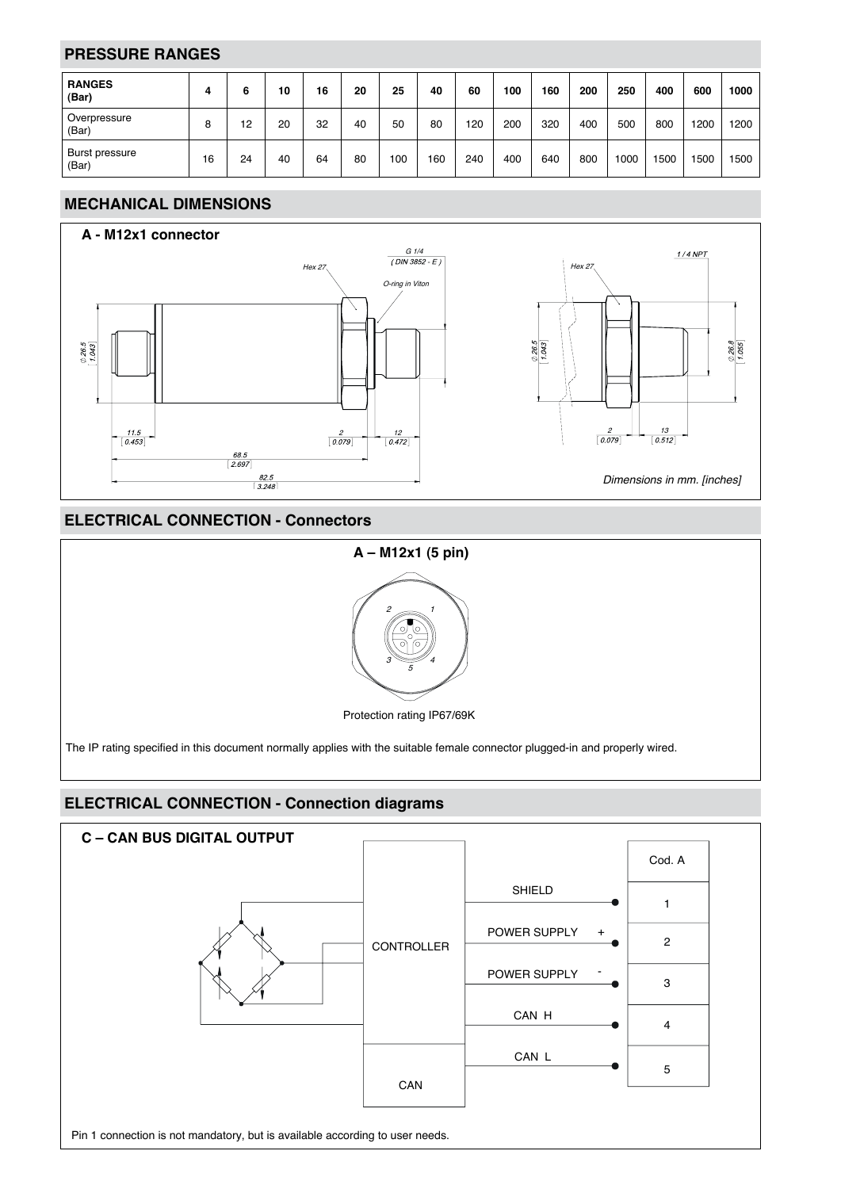## PRESSURE RANGES

| RANGES (Bar) | 4 | 6 | 10 | 16 | 20 | 25 | 40 | 60 | 100 | 160 | 200 | 250 | 400 | 600 | 1000 |
|---|---|---|---|---|---|---|---|---|---|---|---|---|---|---|---|
| Overpressure (Bar) | 8 | 12 | 20 | 32 | 40 | 50 | 80 | 120 | 200 | 320 | 400 | 500 | 800 | 1200 | 1200 |
| Burst pressure (Bar) | 16 | 24 | 40 | 64 | 80 | 100 | 160 | 240 | 400 | 640 | 800 | 1000 | 1500 | 1500 | 1500 |

## MECHANICAL DIMENSIONS

### A - M12x1 connector

Hex 27  
G 1/4 ( DIN 3852 - E )  
O-ring in Viton  
Ø 26.5 [1.043]  
11.5 [0.453]  
2 [0.079]  
12 [0.472]  
68.5 [2.697]  
82.5 [3.248]

Hex 27  
1 / 4 NPT  
Ø 26.5 [1.043]  
Ø 26.8 [1.055]  
2 [0.079]  
13 [0.512]

*Dimensions in mm. [inches]*

## ELECTRICAL CONNECTION - Connectors

### A – M12x1 (5 pin)

Protection rating IP67/69K

The IP rating specified in this document normally applies with the suitable female connector plugged-in and properly wired.

## ELECTRICAL CONNECTION - Connection diagrams

### C – CAN BUS DIGITAL OUTPUT

| Signal | Cod. A |
|---|---|
| SHIELD | 1 |
| POWER SUPPLY + | 2 |
| POWER SUPPLY - | 3 |
| CAN H | 4 |
| CAN L | 5 |

CONTROLLER  
CAN

Pin 1 connection is not mandatory, but is available according to user needs.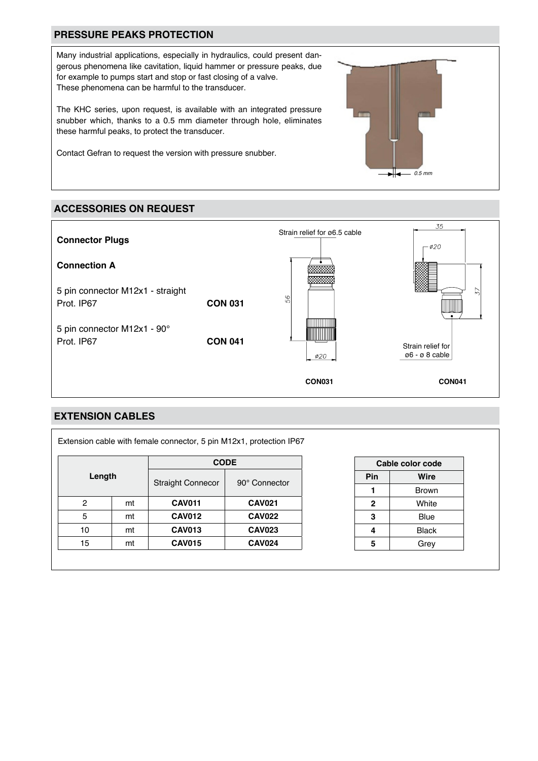## PRESSURE PEAKS PROTECTION

Many industrial applications, especially in hydraulics, could present dangerous phenomena like cavitation, liquid hammer or pressure peaks, due for example to pumps start and stop or fast closing of a valve.
These phenomena can be harmful to the transducer.

The KHC series, upon request, is available with an integrated pressure snubber which, thanks to a 0.5 mm diameter through hole, eliminates these harmful peaks, to protect the transducer.

Contact Gefran to request the version with pressure snubber.

0.5 mm

## ACCESSORIES ON REQUEST

**Connector Plugs**

**Connection A**

5 pin connector M12x1 - straight
Prot. IP67 **CON 031**

5 pin connector M12x1 - 90°
Prot. IP67 **CON 041**

Strain relief for ø6.5 cable

56

ø20

**CON031**

35

ø20

37

Strain relief for ø6 - ø 8 cable

**CON041**

## EXTENSION CABLES

Extension cable with female connector, 5 pin M12x1, protection IP67

| Length | | CODE | |
|---|---|---|---|
| | | Straight Connecor | 90° Connector |
| 2 | mt | **CAV011** | **CAV021** |
| 5 | mt | **CAV012** | **CAV022** |
| 10 | mt | **CAV013** | **CAV023** |
| 15 | mt | **CAV015** | **CAV024** |

| Cable color code | |
|---|---|
| **Pin** | **Wire** |
| **1** | Brown |
| **2** | White |
| **3** | Blue |
| **4** | Black |
| **5** | Grey |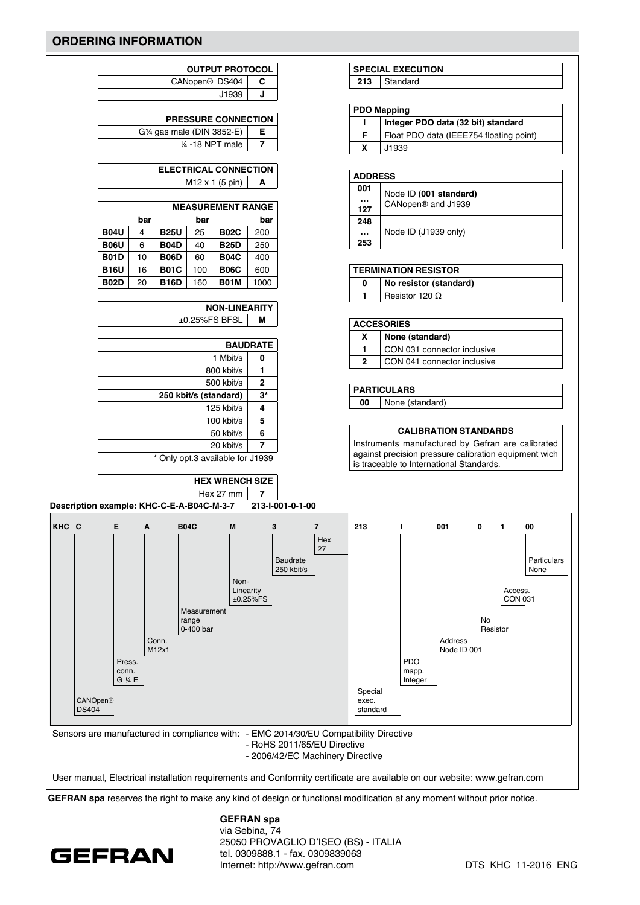## ORDERING INFORMATION

| OUTPUT PROTOCOL | |
|---|---|
| CANopen® DS404 | C |
| J1939 | J |

| PRESSURE CONNECTION | |
|---|---|
| G¼ gas male (DIN 3852-E) | E |
| ¼ -18 NPT male | 7 |

| ELECTRICAL CONNECTION | |
|---|---|
| M12 x 1 (5 pin) | A |

| MEASUREMENT RANGE | | | | | |
|---|---|---|---|---|---|
| | bar | | bar | | bar |
| B04U | 4 | B25U | 25 | B02C | 200 |
| B06U | 6 | B04D | 40 | B25D | 250 |
| B01D | 10 | B06D | 60 | B04C | 400 |
| B16U | 16 | B01C | 100 | B06C | 600 |
| B02D | 20 | B16D | 160 | B01M | 1000 |

| NON-LINEARITY | |
|---|---|
| ±0.25%FS BFSL | M |

| BAUDRATE | |
|---|---|
| 1 Mbit/s | 0 |
| 800 kbit/s | 1 |
| 500 kbit/s | 2 |
| **250 kbit/s (standard)** | **3*** |
| 125 kbit/s | 4 |
| 100 kbit/s | 5 |
| 50 kbit/s | 6 |
| 20 kbit/s | 7 |

* Only opt.3 available for J1939

| HEX WRENCH SIZE | |
|---|---|
| Hex 27 mm | 7 |

| SPECIAL EXECUTION | |
|---|---|
| 213 | Standard |

| PDO Mapping | |
|---|---|
| I | **Integer PDO data (32 bit) standard** |
| F | Float PDO data (IEEE754 floating point) |
| X | J1939 |

| ADDRESS | |
|---|---|
| 001 … 127 | Node ID **(001 standard)** CANopen® and J1939 |
| 248 … 253 | Node ID (J1939 only) |

| TERMINATION RESISTOR | |
|---|---|
| 0 | **No resistor (standard)** |
| 1 | Resistor 120 Ω |

| ACCESORIES | |
|---|---|
| X | **None (standard)** |
| 1 | CON 031 connector inclusive |
| 2 | CON 041 connector inclusive |

| PARTICULARS | |
|---|---|
| 00 | None (standard) |

**CALIBRATION STANDARDS**

Instruments manufactured by Gefran are calibrated against precision pressure calibration equipment wich is traceable to International Standards.

**Description example: KHC-C-E-A-B04C-M-3-7 213-I-001-0-1-00**

KHC C E A B04C M 3 7 213 I 001 0 1 00

- C: CANOpen® DS404
- E: Press. conn. G ¼ E
- A: Conn. M12x1
- B04C: Measurement range 0-400 bar
- M: Non-Linearity ±0.25%FS
- 3: Baudrate 250 kbit/s
- 7: Hex 27
- 213: Special exec. standard
- I: PDO mapp. Integer
- 001: Address Node ID 001
- 0: No Resistor
- 1: Access. CON 031
- 00: Particulars None

Sensors are manufactured in compliance with:
- EMC 2014/30/EU Compatibility Directive
- RoHS 2011/65/EU Directive
- 2006/42/EC Machinery Directive

User manual, Electrical installation requirements and Conformity certificate are available on our website: www.gefran.com

**GEFRAN spa** reserves the right to make any kind of design or functional modification at any moment without prior notice.

**GEFRAN spa**
via Sebina, 74
25050 PROVAGLIO D'ISEO (BS) - ITALIA
tel. 0309888.1 - fax. 0309839063
Internet: http://www.gefran.com

DTS_KHC_11-2016_ENG